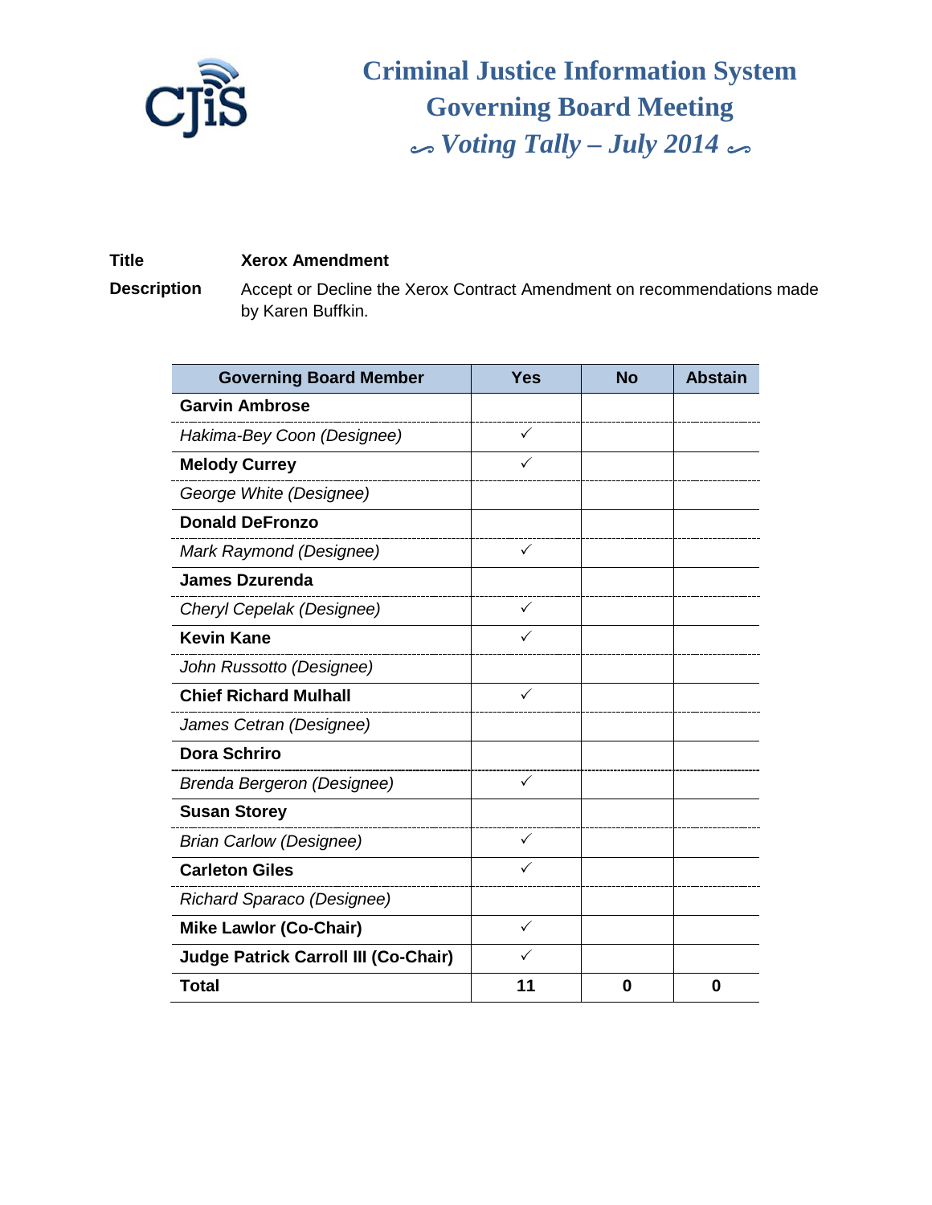# Criminal Justice Information System Governing Board Meeting

## *Voting Tally – July 2014*

**Title** **Xerox Amendment**

**Description** Accept or Decline the Xerox Contract Amendment on recommendations made by Karen Buffkin.

| Governing Board Member | Yes | No | Abstain |
|---|---|---|---|
| **Garvin Ambrose** | | | |
| *Hakima-Bey Coon (Designee)* | ✓ | | |
| **Melody Currey** | ✓ | | |
| *George White (Designee)* | | | |
| **Donald DeFronzo** | | | |
| *Mark Raymond (Designee)* | ✓ | | |
| **James Dzurenda** | | | |
| *Cheryl Cepelak (Designee)* | ✓ | | |
| **Kevin Kane** | ✓ | | |
| *John Russotto (Designee)* | | | |
| **Chief Richard Mulhall** | ✓ | | |
| *James Cetran (Designee)* | | | |
| **Dora Schriro** | | | |
| *Brenda Bergeron (Designee)* | ✓ | | |
| **Susan Storey** | | | |
| *Brian Carlow (Designee)* | ✓ | | |
| **Carleton Giles** | ✓ | | |
| *Richard Sparaco (Designee)* | | | |
| **Mike Lawlor (Co-Chair)** | ✓ | | |
| **Judge Patrick Carroll III (Co-Chair)** | ✓ | | |
| **Total** | **11** | **0** | **0** |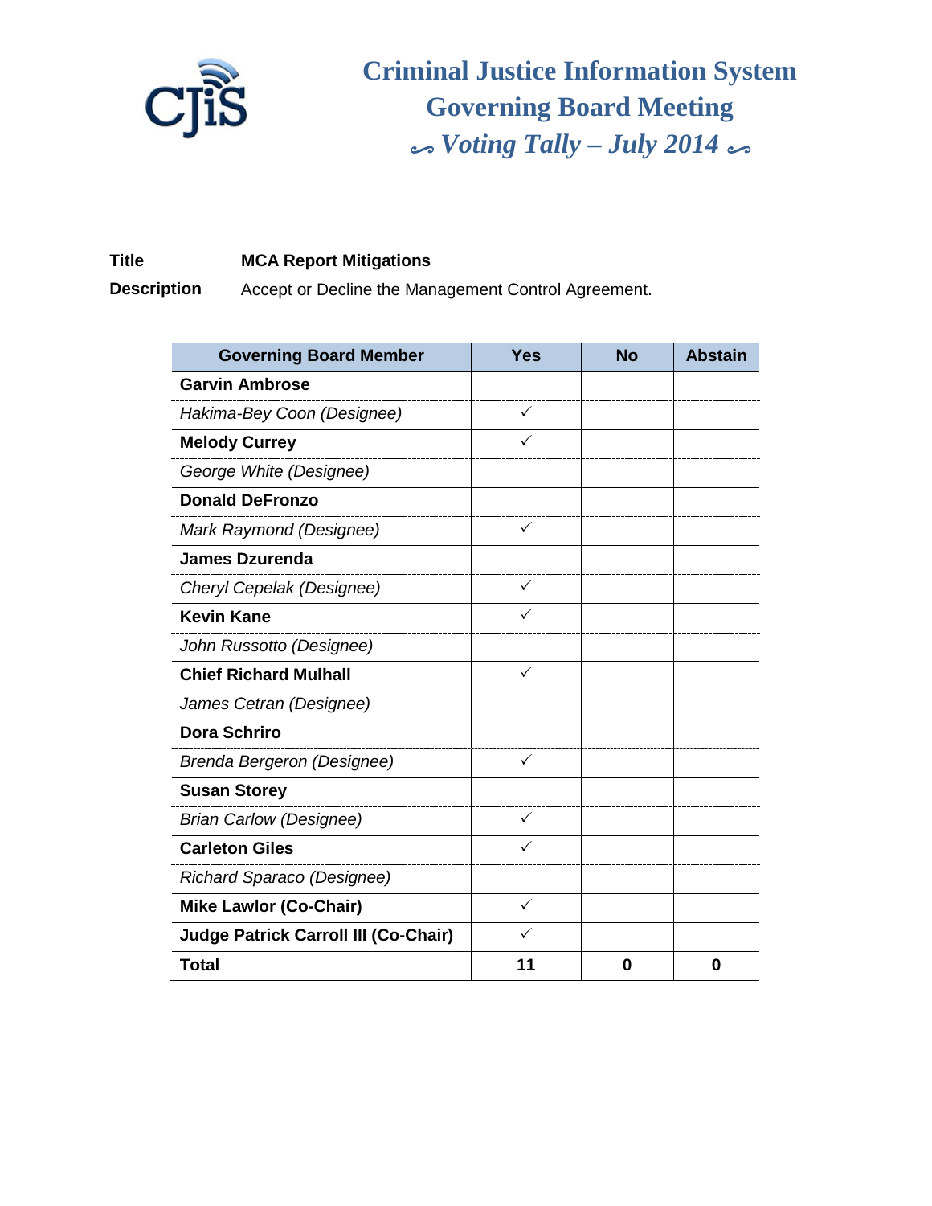# Criminal Justice Information System Governing Board Meeting

## ∽ *Voting Tally – July 2014* ∽

**Title** **MCA Report Mitigations**

**Description** Accept or Decline the Management Control Agreement.

| Governing Board Member | Yes | No | Abstain |
|---|---|---|---|
| **Garvin Ambrose** | | | |
| *Hakima-Bey Coon (Designee)* | ✓ | | |
| **Melody Currey** | ✓ | | |
| *George White (Designee)* | | | |
| **Donald DeFronzo** | | | |
| *Mark Raymond (Designee)* | ✓ | | |
| **James Dzurenda** | | | |
| *Cheryl Cepelak (Designee)* | ✓ | | |
| **Kevin Kane** | ✓ | | |
| *John Russotto (Designee)* | | | |
| **Chief Richard Mulhall** | ✓ | | |
| *James Cetran (Designee)* | | | |
| **Dora Schriro** | | | |
| *Brenda Bergeron (Designee)* | ✓ | | |
| **Susan Storey** | | | |
| *Brian Carlow (Designee)* | ✓ | | |
| **Carleton Giles** | ✓ | | |
| *Richard Sparaco (Designee)* | | | |
| **Mike Lawlor (Co-Chair)** | ✓ | | |
| **Judge Patrick Carroll III (Co-Chair)** | ✓ | | |
| **Total** | **11** | **0** | **0** |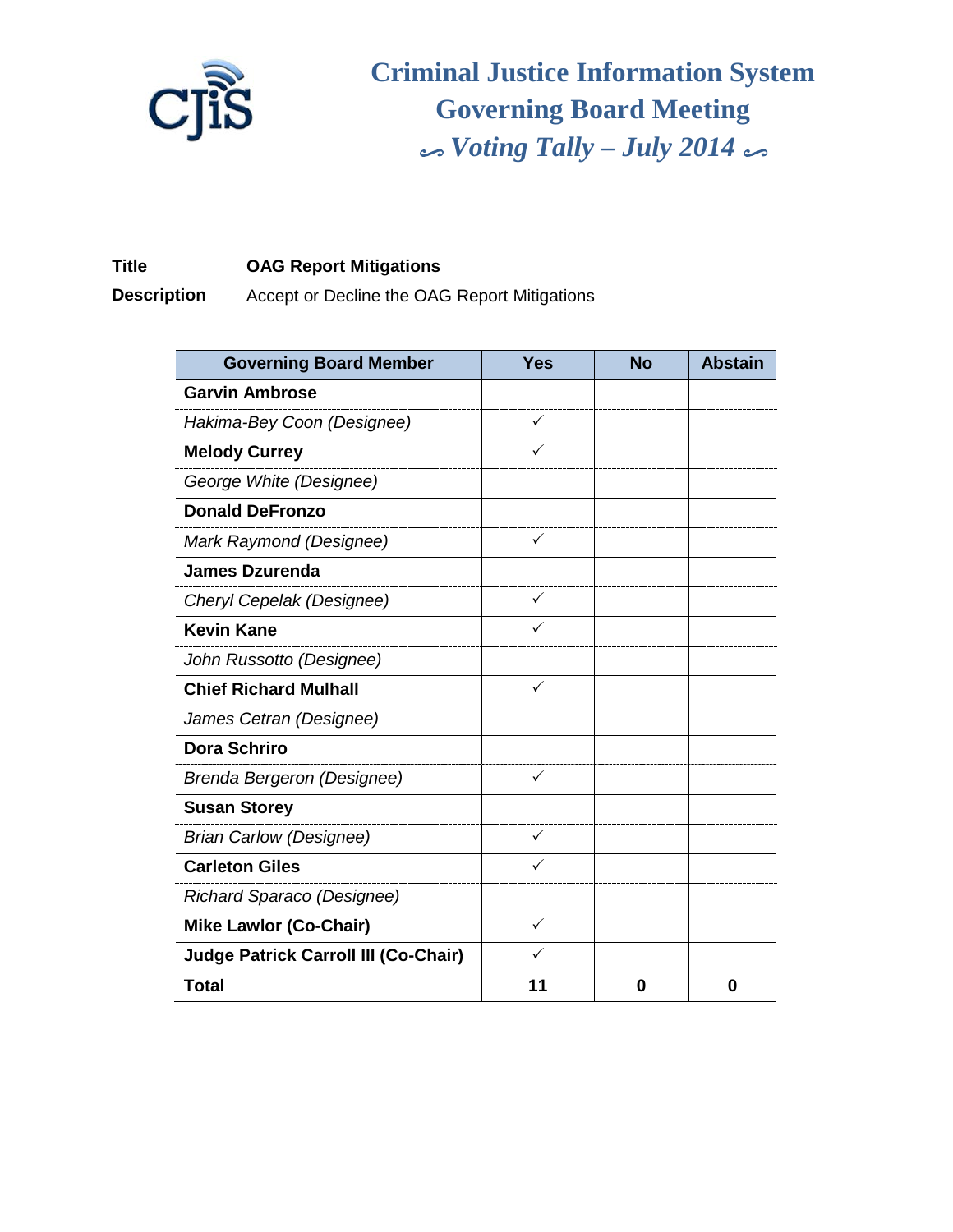# Criminal Justice Information System Governing Board Meeting

## *Voting Tally – July 2014*

**Title** **OAG Report Mitigations**

**Description** Accept or Decline the OAG Report Mitigations

| Governing Board Member | Yes | No | Abstain |
|---|---|---|---|
| **Garvin Ambrose** | | | |
| *Hakima-Bey Coon (Designee)* | ✓ | | |
| **Melody Currey** | ✓ | | |
| *George White (Designee)* | | | |
| **Donald DeFronzo** | | | |
| *Mark Raymond (Designee)* | ✓ | | |
| **James Dzurenda** | | | |
| *Cheryl Cepelak (Designee)* | ✓ | | |
| **Kevin Kane** | ✓ | | |
| *John Russotto (Designee)* | | | |
| **Chief Richard Mulhall** | ✓ | | |
| *James Cetran (Designee)* | | | |
| **Dora Schriro** | | | |
| *Brenda Bergeron (Designee)* | ✓ | | |
| **Susan Storey** | | | |
| *Brian Carlow (Designee)* | ✓ | | |
| **Carleton Giles** | ✓ | | |
| *Richard Sparaco (Designee)* | | | |
| **Mike Lawlor (Co-Chair)** | ✓ | | |
| **Judge Patrick Carroll III (Co-Chair)** | ✓ | | |
| **Total** | **11** | **0** | **0** |